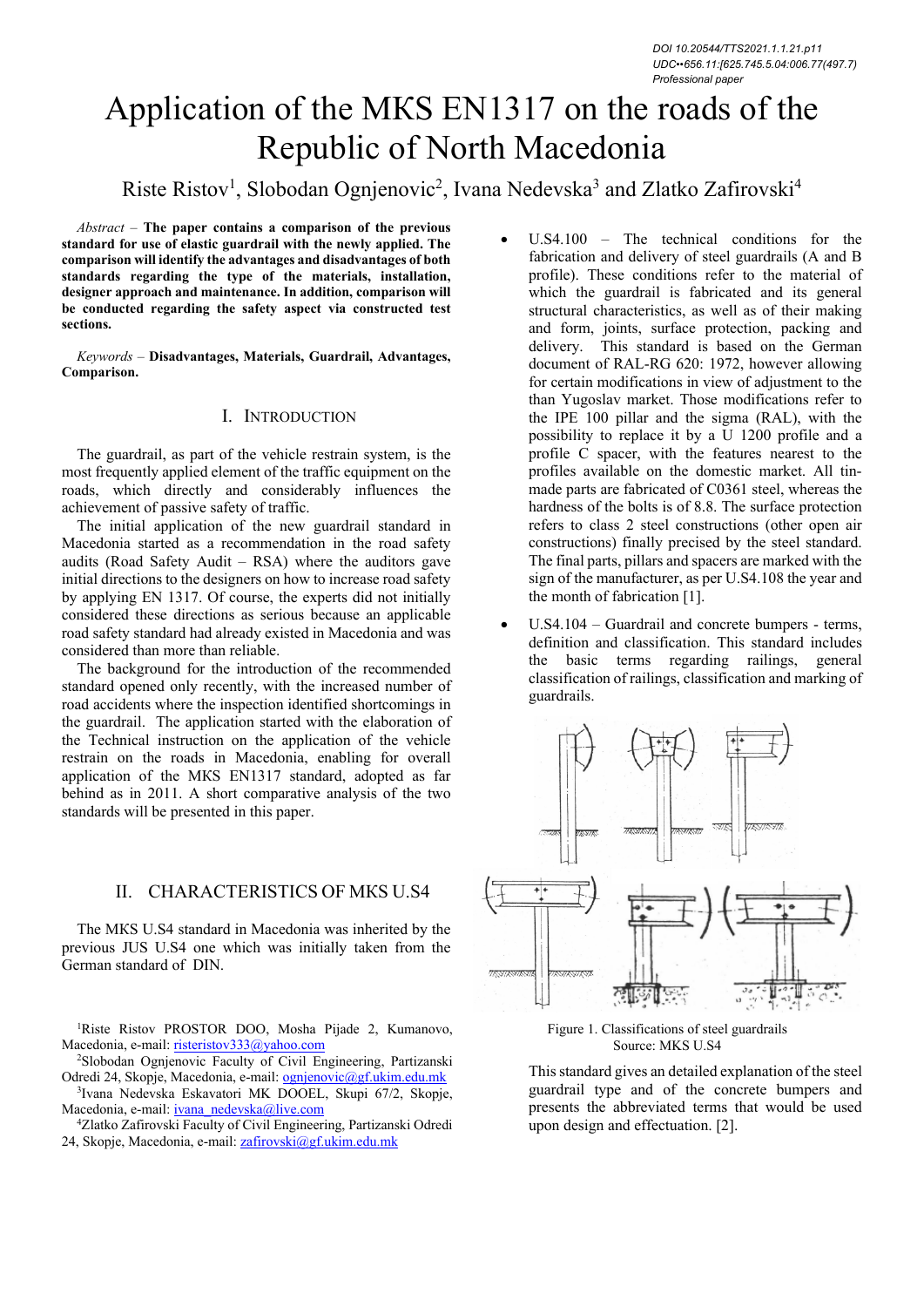DOI 10.20544/TTS2021.1.1.21.p11
UDC••656.11:[625.745.5.04:006.77(497.7)
Professional paper

# Application of the MKS EN1317 on the roads of the Republic of North Macedonia

Riste Ristov[1], Slobodan Ognjenovic[2], Ivana Nedevska[3] and Zlatko Zafirovski[4]

*Abstract* – **The paper contains a comparison of the previous standard for use of elastic guardrail with the newly applied. The comparison will identify the advantages and disadvantages of both standards regarding the type of the materials, installation, designer approach and maintenance. In addition, comparison will be conducted regarding the safety aspect via constructed test sections.**

*Keywords* – **Disadvantages, Materials, Guardrail, Advantages, Comparison.**

## I. Introduction

The guardrail, as part of the vehicle restrain system, is the most frequently applied element of the traffic equipment on the roads, which directly and considerably influences the achievement of passive safety of traffic.

The initial application of the new guardrail standard in Macedonia started as a recommendation in the road safety audits (Road Safety Audit – RSA) where the auditors gave initial directions to the designers on how to increase road safety by applying EN 1317. Of course, the experts did not initially considered these directions as serious because an applicable road safety standard had already existed in Macedonia and was considered than more than reliable.

The background for the introduction of the recommended standard opened only recently, with the increased number of road accidents where the inspection identified shortcomings in the guardrail. The application started with the elaboration of the Technical instruction on the application of the vehicle restrain on the roads in Macedonia, enabling for overall application of the MKS EN1317 standard, adopted as far behind as in 2011. A short comparative analysis of the two standards will be presented in this paper.

## II. Characteristics of MKS U.S4

The MKS U.S4 standard in Macedonia was inherited by the previous JUS U.S4 one which was initially taken from the German standard of DIN.

- U.S4.100 – The technical conditions for the fabrication and delivery of steel guardrails (A and B profile). These conditions refer to the material of which the guardrail is fabricated and its general structural characteristics, as well as of their making and form, joints, surface protection, packing and delivery. This standard is based on the German document of RAL-RG 620: 1972, however allowing for certain modifications in view of adjustment to the than Yugoslav market. Those modifications refer to the IPE 100 pillar and the sigma (RAL), with the possibility to replace it by a U 1200 profile and a profile C spacer, with the features nearest to the profiles available on the domestic market. All tin-made parts are fabricated of C0361 steel, whereas the hardness of the bolts is of 8.8. The surface protection refers to class 2 steel constructions (other open air constructions) finally precised by the steel standard. The final parts, pillars and spacers are marked with the sign of the manufacturer, as per U.S4.108 the year and the month of fabrication [1].
- U.S4.104 – Guardrail and concrete bumpers - terms, definition and classification. This standard includes the basic terms regarding railings, general classification of railings, classification and marking of guardrails.

Figure 1. Classifications of steel guardrails
Source: MKS U.S4

This standard gives an detailed explanation of the steel guardrail type and of the concrete bumpers and presents the abbreviated terms that would be used upon design and effectuation. [2].

---

[1]Riste Ristov PROSTOR DOO, Mosha Pijade 2, Kumanovo, Macedonia, e-mail: risteristov333@yahoo.com

[2]Slobodan Ognjenovic Faculty of Civil Engineering, Partizanski Odredi 24, Skopje, Macedonia, e-mail: ognjenovic@gf.ukim.edu.mk

[3]Ivana Nedevska Eskavatori MK DOOEL, Skupi 67/2, Skopje, Macedonia, e-mail: ivana_nedevska@live.com

[4]Zlatko Zafirovski Faculty of Civil Engineering, Partizanski Odredi 24, Skopje, Macedonia, e-mail: zafirovski@gf.ukim.edu.mk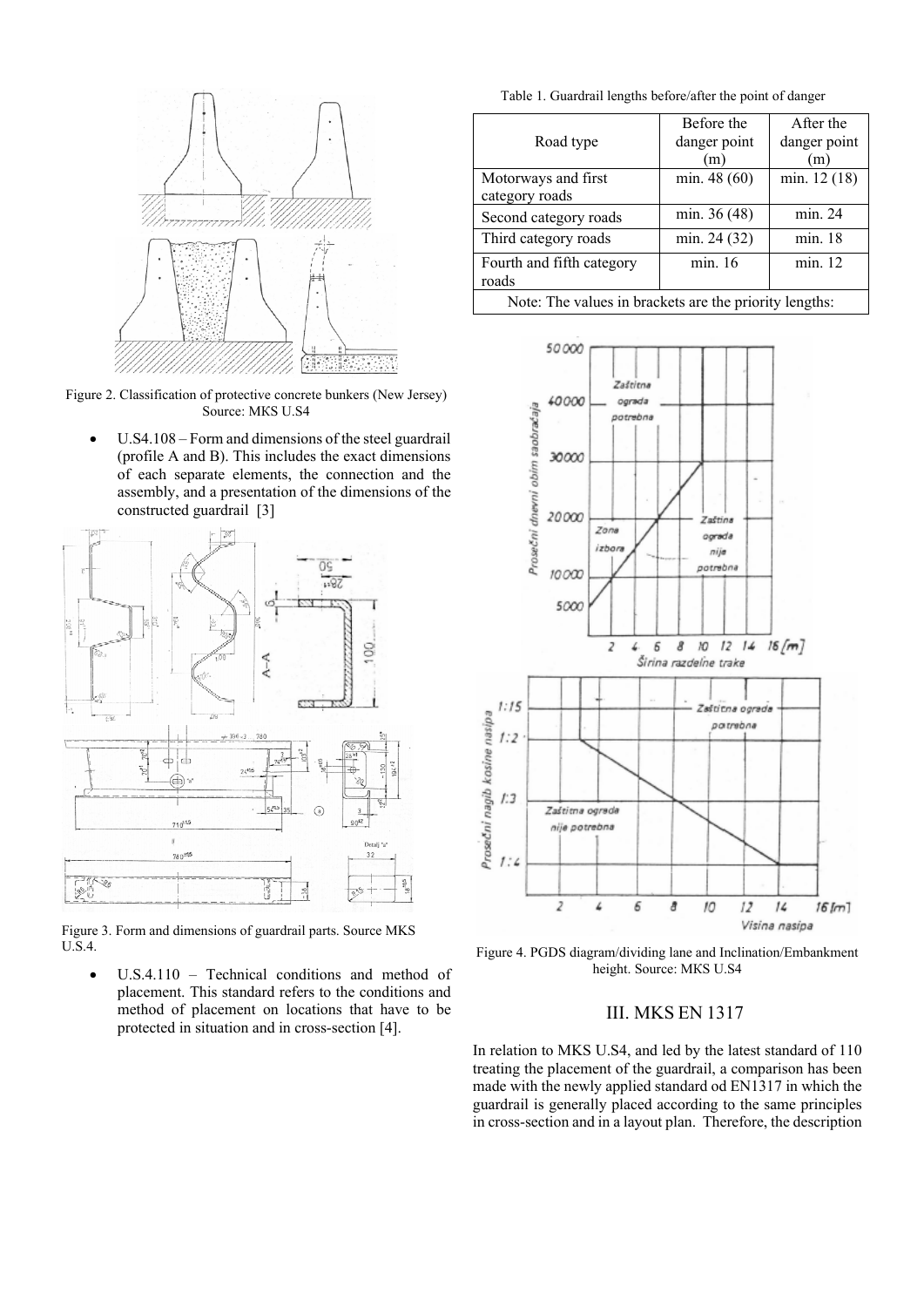Figure 2. Classification of protective concrete bunkers (New Jersey) Source: MKS U.S4

- U.S4.108 – Form and dimensions of the steel guardrail (profile A and B). This includes the exact dimensions of each separate elements, the connection and the assembly, and a presentation of the dimensions of the constructed guardrail [3]

Figure 3. Form and dimensions of guardrail parts. Source MKS U.S.4.

- U.S.4.110 – Technical conditions and method of placement. This standard refers to the conditions and method of placement on locations that have to be protected in situation and in cross-section [4].

Table 1. Guardrail lengths before/after the point of danger

| Road type | Before the danger point (m) | After the danger point (m) |
|---|---|---|
| Motorways and first category roads | min. 48 (60) | min. 12 (18) |
| Second category roads | min. 36 (48) | min. 24 |
| Third category roads | min. 24 (32) | min. 18 |
| Fourth and fifth category roads | min. 16 | min. 12 |
| Note: The values in brackets are the priority lengths: | | |

Figure 4. PGDS diagram/dividing lane and Inclination/Embankment height. Source: MKS U.S4

## III. MKS EN 1317

In relation to MKS U.S4, and led by the latest standard of 110 treating the placement of the guardrail, a comparison has been made with the newly applied standard od EN1317 in which the guardrail is generally placed according to the same principles in cross-section and in a layout plan. Therefore, the description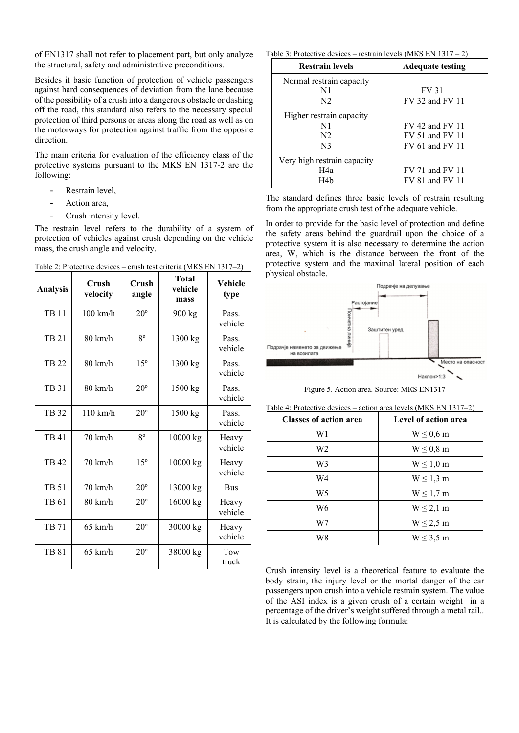of EN1317 shall not refer to placement part, but only analyze the structural, safety and administrative preconditions.

Besides it basic function of protection of vehicle passengers against hard consequences of deviation from the lane because of the possibility of a crush into a dangerous obstacle or dashing off the road, this standard also refers to the necessary special protection of third persons or areas along the road as well as on the motorways for protection against traffic from the opposite direction.

The main criteria for evaluation of the efficiency class of the protective systems pursuant to the MKS EN 1317-2 are the following:

- Restrain level,
- Action area,
- Crush intensity level.

The restrain level refers to the durability of a system of protection of vehicles against crush depending on the vehicle mass, the crush angle and velocity.

Table 2: Protective devices – crush test criteria (MKS EN 1317–2)

| Analysis | Crush velocity | Crush angle | Total vehicle mass | Vehicle type |
|---|---|---|---|---|
| TB 11 | 100 km/h | 20º | 900 kg | Pass. vehicle |
| TB 21 | 80 km/h | 8º | 1300 kg | Pass. vehicle |
| TB 22 | 80 km/h | 15º | 1300 kg | Pass. vehicle |
| TB 31 | 80 km/h | 20º | 1500 kg | Pass. vehicle |
| TB 32 | 110 km/h | 20º | 1500 kg | Pass. vehicle |
| TB 41 | 70 km/h | 8º | 10000 kg | Heavy vehicle |
| TB 42 | 70 km/h | 15º | 10000 kg | Heavy vehicle |
| TB 51 | 70 km/h | 20º | 13000 kg | Bus |
| TB 61 | 80 km/h | 20º | 16000 kg | Heavy vehicle |
| TB 71 | 65 km/h | 20º | 30000 kg | Heavy vehicle |
| TB 81 | 65 km/h | 20º | 38000 kg | Tow truck |

Table 3: Protective devices – restrain levels (MKS EN 1317 – 2)

| Restrain levels | Adequate testing |
|---|---|
| Normal restrain capacity | |
| N1 | FV 31 |
| N2 | FV 32 and FV 11 |
| Higher restrain capacity | |
| N1 | FV 42 and FV 11 |
| N2 | FV 51 and FV 11 |
| N3 | FV 61 and FV 11 |
| Very high restrain capacity | |
| H4a | FV 71 and FV 11 |
| H4b | FV 81 and FV 11 |

The standard defines three basic levels of restrain resulting from the appropriate crush test of the adequate vehicle.

In order to provide for the basic level of protection and define the safety areas behind the guardrail upon the choice of a protective system it is also necessary to determine the action area, W, which is the distance between the front of the protective system and the maximal lateral position of each physical obstacle.

Figure 5. Action area. Source: MKS EN1317

Table 4: Protective devices – action area levels (MKS EN 1317–2)

| Classes of action area | Level of action area |
|---|---|
| W1 | W ≤ 0,6 m |
| W2 | W ≤ 0,8 m |
| W3 | W ≤ 1,0 m |
| W4 | W ≤ 1,3 m |
| W5 | W ≤ 1,7 m |
| W6 | W ≤ 2,1 m |
| W7 | W ≤ 2,5 m |
| W8 | W ≤ 3,5 m |

Crush intensity level is a theoretical feature to evaluate the body strain, the injury level or the mortal danger of the car passengers upon crush into a vehicle restrain system. The value of the ASI index is a given crush of a certain weight in a percentage of the driver's weight suffered through a metal rail.. It is calculated by the following formula: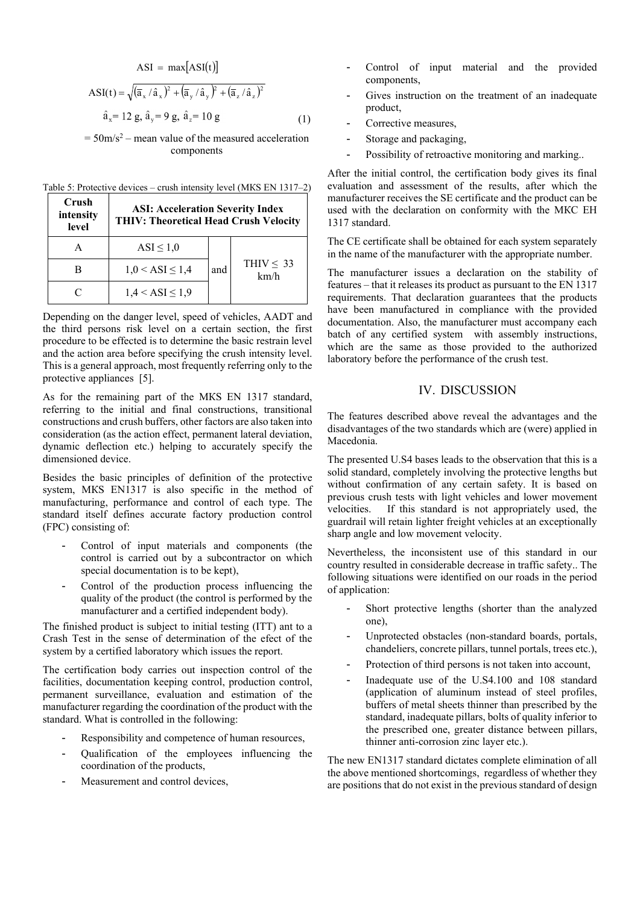$$\mathrm{ASI} = \max[\mathrm{ASI}(t)]$$

$$\mathrm{ASI}(t) = \sqrt{(\bar{a}_x / \hat{a}_x)^2 + (\bar{a}_y / \hat{a}_y)^2 + (\bar{a}_z / \hat{a}_z)^2}$$

$$\hat{a}_x = 12 \text{ g},\ \hat{a}_y = 9 \text{ g},\ \hat{a}_z = 10 \text{ g} \tag{1}$$

$= 50\mathrm{m/s^2}$ – mean value of the measured acceleration components

Table 5: Protective devices – crush intensity level (MKS EN 1317–2)

| Crush intensity level | ASI: Acceleration Severity Index THIV: Theoretical Head Crush Velocity | | |
|---|---|---|---|
| A | ASI ≤ 1,0 | and | THIV ≤ 33 km/h |
| B | 1,0 < ASI ≤ 1,4 | | |
| C | 1,4 < ASI ≤ 1,9 | | |

Depending on the danger level, speed of vehicles, AADT and the third persons risk level on a certain section, the first procedure to be effected is to determine the basic restrain level and the action area before specifying the crush intensity level. This is a general approach, most frequently referring only to the protective appliances [5].

As for the remaining part of the MKS EN 1317 standard, referring to the initial and final constructions, transitional constructions and crush buffers, other factors are also taken into consideration (as the action effect, permanent lateral deviation, dynamic deflection etc.) helping to accurately specify the dimensioned device.

Besides the basic principles of definition of the protective system, MKS EN1317 is also specific in the method of manufacturing, performance and control of each type. The standard itself defines accurate factory production control (FPC) consisting of:

- Control of input materials and components (the control is carried out by a subcontractor on which special documentation is to be kept),
- Control of the production process influencing the quality of the product (the control is performed by the manufacturer and a certified independent body).

The finished product is subject to initial testing (ITT) ant to a Crash Test in the sense of determination of the efect of the system by a certified laboratory which issues the report.

The certification body carries out inspection control of the facilities, documentation keeping control, production control, permanent surveillance, evaluation and estimation of the manufacturer regarding the coordination of the product with the standard. What is controlled in the following:

- Responsibility and competence of human resources,
- Qualification of the employees influencing the coordination of the products,
- Measurement and control devices,
- Control of input material and the provided components,
- Gives instruction on the treatment of an inadequate product,
- Corrective measures,
- Storage and packaging,
- Possibility of retroactive monitoring and marking..

After the initial control, the certification body gives its final evaluation and assessment of the results, after which the manufacturer receives the SE certificate and the product can be used with the declaration on conformity with the MKC EH 1317 standard.

The CE certificate shall be obtained for each system separately in the name of the manufacturer with the appropriate number.

The manufacturer issues a declaration on the stability of features – that it releases its product as pursuant to the EN 1317 requirements. That declaration guarantees that the products have been manufactured in compliance with the provided documentation. Also, the manufacturer must accompany each batch of any certified system with assembly instructions, which are the same as those provided to the authorized laboratory before the performance of the crush test.

## IV. DISCUSSION

The features described above reveal the advantages and the disadvantages of the two standards which are (were) applied in Macedonia.

The presented U.S4 bases leads to the observation that this is a solid standard, completely involving the protective lengths but without confirmation of any certain safety. It is based on previous crush tests with light vehicles and lower movement velocities. If this standard is not appropriately used, the guardrail will retain lighter freight vehicles at an exceptionally sharp angle and low movement velocity.

Nevertheless, the inconsistent use of this standard in our country resulted in considerable decrease in traffic safety.. The following situations were identified on our roads in the period of application:

- Short protective lengths (shorter than the analyzed one),
- Unprotected obstacles (non-standard boards, portals, chandeliers, concrete pillars, tunnel portals, trees etc.),
- Protection of third persons is not taken into account,
- Inadequate use of the U.S4.100 and 108 standard (application of aluminum instead of steel profiles, buffers of metal sheets thinner than prescribed by the standard, inadequate pillars, bolts of quality inferior to the prescribed one, greater distance between pillars, thinner anti-corrosion zinc layer etc.).

The new EN1317 standard dictates complete elimination of all the above mentioned shortcomings, regardless of whether they are positions that do not exist in the previous standard of design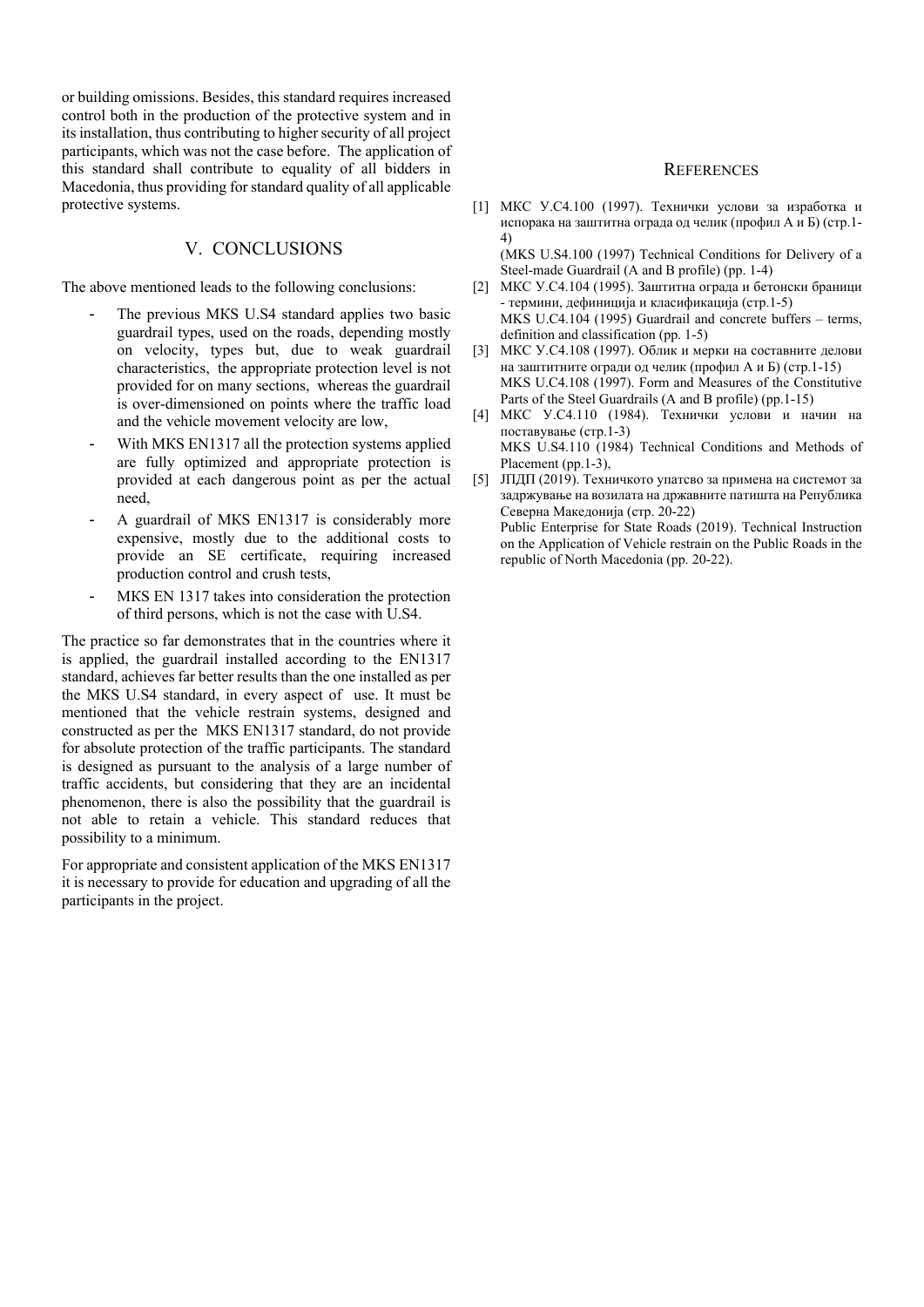or building omissions. Besides, this standard requires increased control both in the production of the protective system and in its installation, thus contributing to higher security of all project participants, which was not the case before. The application of this standard shall contribute to equality of all bidders in Macedonia, thus providing for standard quality of all applicable protective systems.

## V. CONCLUSIONS

The above mentioned leads to the following conclusions:

- The previous MKS U.S4 standard applies two basic guardrail types, used on the roads, depending mostly on velocity, types but, due to weak guardrail characteristics, the appropriate protection level is not provided for on many sections, whereas the guardrail is over-dimensioned on points where the traffic load and the vehicle movement velocity are low,
- With MKS EN1317 all the protection systems applied are fully optimized and appropriate protection is provided at each dangerous point as per the actual need,
- A guardrail of MKS EN1317 is considerably more expensive, mostly due to the additional costs to provide an SE certificate, requiring increased production control and crush tests,
- MKS EN 1317 takes into consideration the protection of third persons, which is not the case with U.S4.

The practice so far demonstrates that in the countries where it is applied, the guardrail installed according to the EN1317 standard, achieves far better results than the one installed as per the MKS U.S4 standard, in every aspect of use. It must be mentioned that the vehicle restrain systems, designed and constructed as per the MKS EN1317 standard, do not provide for absolute protection of the traffic participants. The standard is designed as pursuant to the analysis of a large number of traffic accidents, but considering that they are an incidental phenomenon, there is also the possibility that the guardrail is not able to retain a vehicle. This standard reduces that possibility to a minimum.

For appropriate and consistent application of the MKS EN1317 it is necessary to provide for education and upgrading of all the participants in the project.

## REFERENCES

[1] МКС У.С4.100 (1997). Технички услови за изработка и испорака на заштитна ограда од челик (профил А и Б) (стр.1-4)
(MKS U.S4.100 (1997) Technical Conditions for Delivery of a Steel-made Guardrail (A and B profile) (pp. 1-4)

[2] МКС У.С4.104 (1995). Заштитна ограда и бетонски браници - термини, дефиниција и класификација (стр.1-5)
MKS U.C4.104 (1995) Guardrail and concrete buffers – terms, definition and classification (pp. 1-5)

[3] МКС У.С4.108 (1997). Облик и мерки на составните делови на заштитните огради од челик (профил А и Б) (стр.1-15)
MKS U.C4.108 (1997). Form and Measures of the Constitutive Parts of the Steel Guardrails (A and B profile) (pp.1-15)

[4] МКС У.С4.110 (1984). Технички услови и начин на поставување (стр.1-3)
MKS U.S4.110 (1984) Technical Conditions and Methods of Placement (pp.1-3),

[5] ЈПДП (2019). Техничкото упатсво за примена на системот за задржување на возилата на државните патишта на Република Северна Македонија (стр. 20-22)
Public Enterprise for State Roads (2019). Technical Instruction on the Application of Vehicle restrain on the Public Roads in the republic of North Macedonia (pp. 20-22).